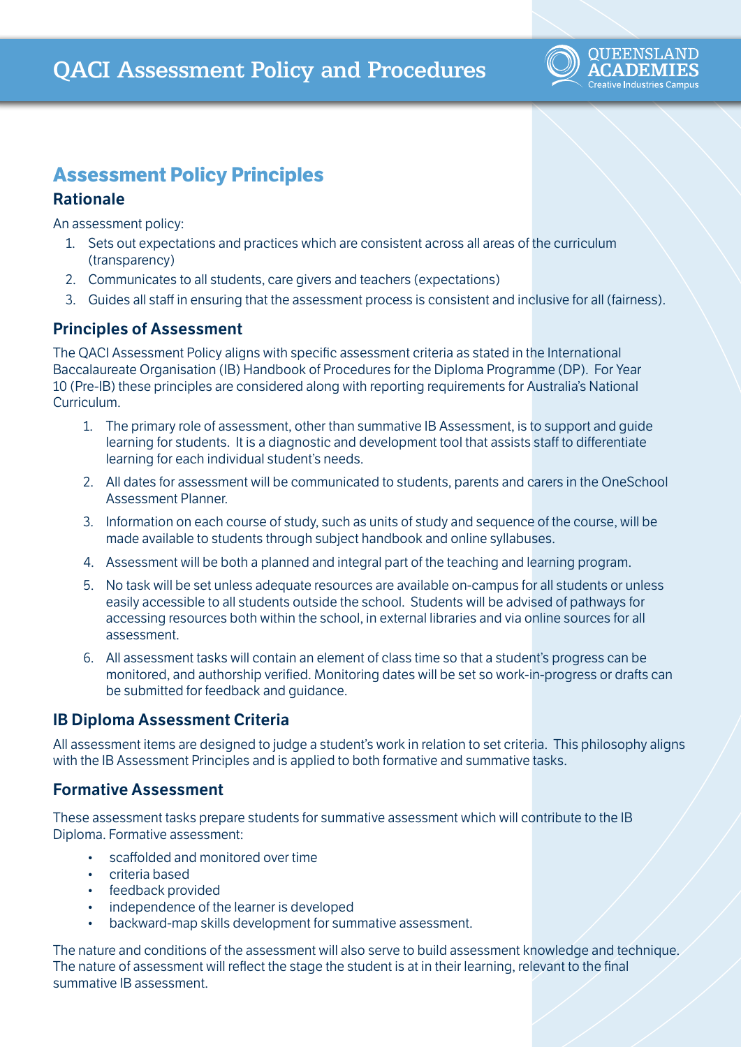# QACI Assessment Policy and Procedures

## Assessment Policy Principles

### Rationale

An assessment policy:

1. Sets out expectations and practices which are consistent across all areas of the curriculum (transparency)
2. Communicates to all students, care givers and teachers (expectations)
3. Guides all staff in ensuring that the assessment process is consistent and inclusive for all (fairness).

### Principles of Assessment

The QACI Assessment Policy aligns with specific assessment criteria as stated in the International Baccalaureate Organisation (IB) Handbook of Procedures for the Diploma Programme (DP). For Year 10 (Pre-IB) these principles are considered along with reporting requirements for Australia's National Curriculum.

1. The primary role of assessment, other than summative IB Assessment, is to support and guide learning for students. It is a diagnostic and development tool that assists staff to differentiate learning for each individual student's needs.
2. All dates for assessment will be communicated to students, parents and carers in the OneSchool Assessment Planner.
3. Information on each course of study, such as units of study and sequence of the course, will be made available to students through subject handbook and online syllabuses.
4. Assessment will be both a planned and integral part of the teaching and learning program.
5. No task will be set unless adequate resources are available on-campus for all students or unless easily accessible to all students outside the school. Students will be advised of pathways for accessing resources both within the school, in external libraries and via online sources for all assessment.
6. All assessment tasks will contain an element of class time so that a student's progress can be monitored, and authorship verified. Monitoring dates will be set so work-in-progress or drafts can be submitted for feedback and guidance.

### IB Diploma Assessment Criteria

All assessment items are designed to judge a student's work in relation to set criteria. This philosophy aligns with the IB Assessment Principles and is applied to both formative and summative tasks.

### Formative Assessment

These assessment tasks prepare students for summative assessment which will contribute to the IB Diploma. Formative assessment:

- scaffolded and monitored over time
- criteria based
- feedback provided
- independence of the learner is developed
- backward-map skills development for summative assessment.

The nature and conditions of the assessment will also serve to build assessment knowledge and technique. The nature of assessment will reflect the stage the student is at in their learning, relevant to the final summative IB assessment.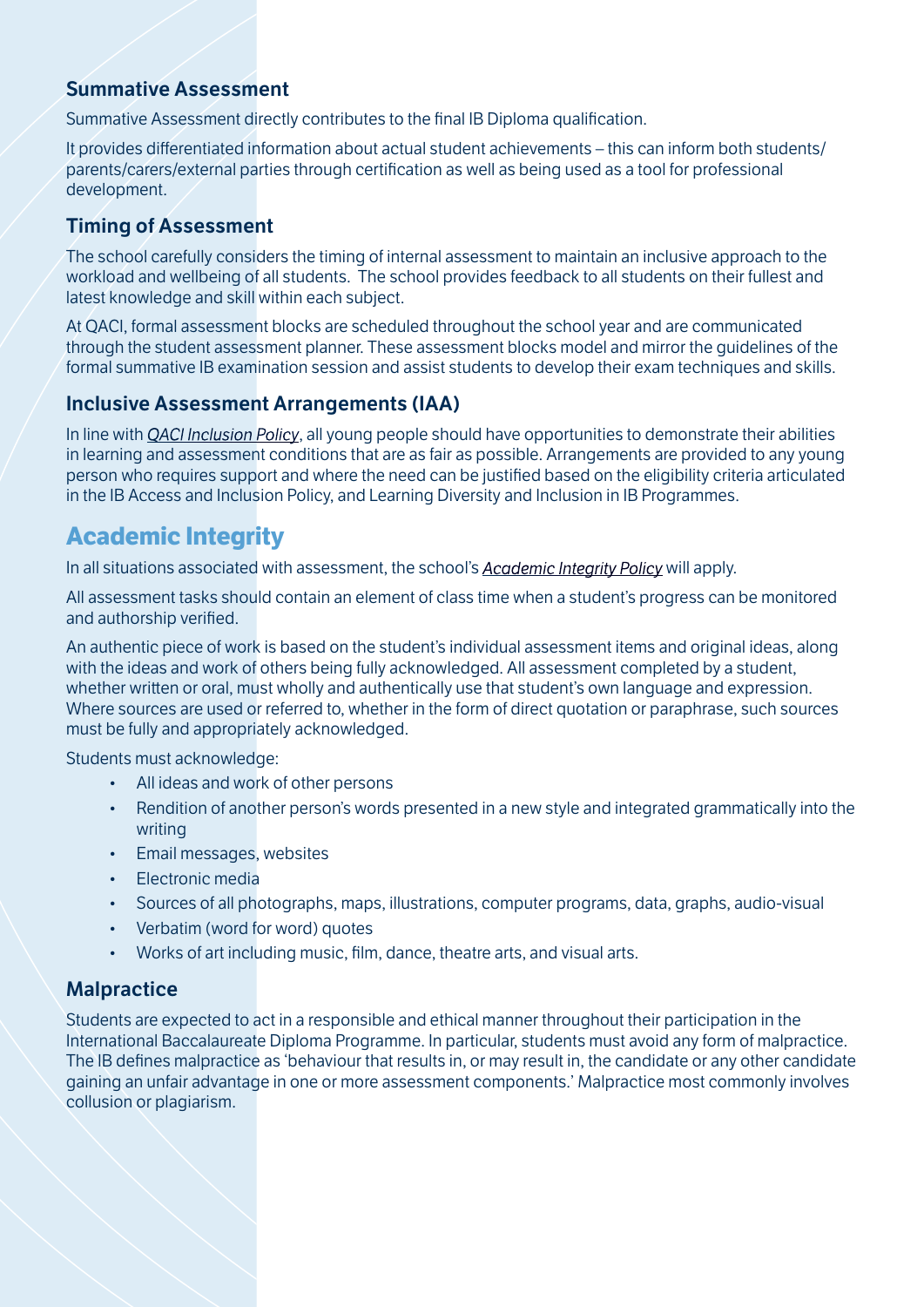### Summative Assessment

Summative Assessment directly contributes to the final IB Diploma qualification.

It provides differentiated information about actual student achievements – this can inform both students/ parents/carers/external parties through certification as well as being used as a tool for professional development.

### Timing of Assessment

The school carefully considers the timing of internal assessment to maintain an inclusive approach to the workload and wellbeing of all students. The school provides feedback to all students on their fullest and latest knowledge and skill within each subject.

At QACI, formal assessment blocks are scheduled throughout the school year and are communicated through the student assessment planner. These assessment blocks model and mirror the guidelines of the formal summative IB examination session and assist students to develop their exam techniques and skills.

### Inclusive Assessment Arrangements (IAA)

In line with *QACI Inclusion Policy*, all young people should have opportunities to demonstrate their abilities in learning and assessment conditions that are as fair as possible. Arrangements are provided to any young person who requires support and where the need can be justified based on the eligibility criteria articulated in the IB Access and Inclusion Policy, and Learning Diversity and Inclusion in IB Programmes.

## Academic Integrity

In all situations associated with assessment, the school's *Academic Integrity Policy* will apply.

All assessment tasks should contain an element of class time when a student's progress can be monitored and authorship verified.

An authentic piece of work is based on the student's individual assessment items and original ideas, along with the ideas and work of others being fully acknowledged. All assessment completed by a student, whether written or oral, must wholly and authentically use that student's own language and expression. Where sources are used or referred to, whether in the form of direct quotation or paraphrase, such sources must be fully and appropriately acknowledged.

Students must acknowledge:

- All ideas and work of other persons
- Rendition of another person's words presented in a new style and integrated grammatically into the writing
- Email messages, websites
- Electronic media
- Sources of all photographs, maps, illustrations, computer programs, data, graphs, audio-visual
- Verbatim (word for word) quotes
- Works of art including music, film, dance, theatre arts, and visual arts.

### Malpractice

Students are expected to act in a responsible and ethical manner throughout their participation in the International Baccalaureate Diploma Programme. In particular, students must avoid any form of malpractice. The IB defines malpractice as 'behaviour that results in, or may result in, the candidate or any other candidate gaining an unfair advantage in one or more assessment components.' Malpractice most commonly involves collusion or plagiarism.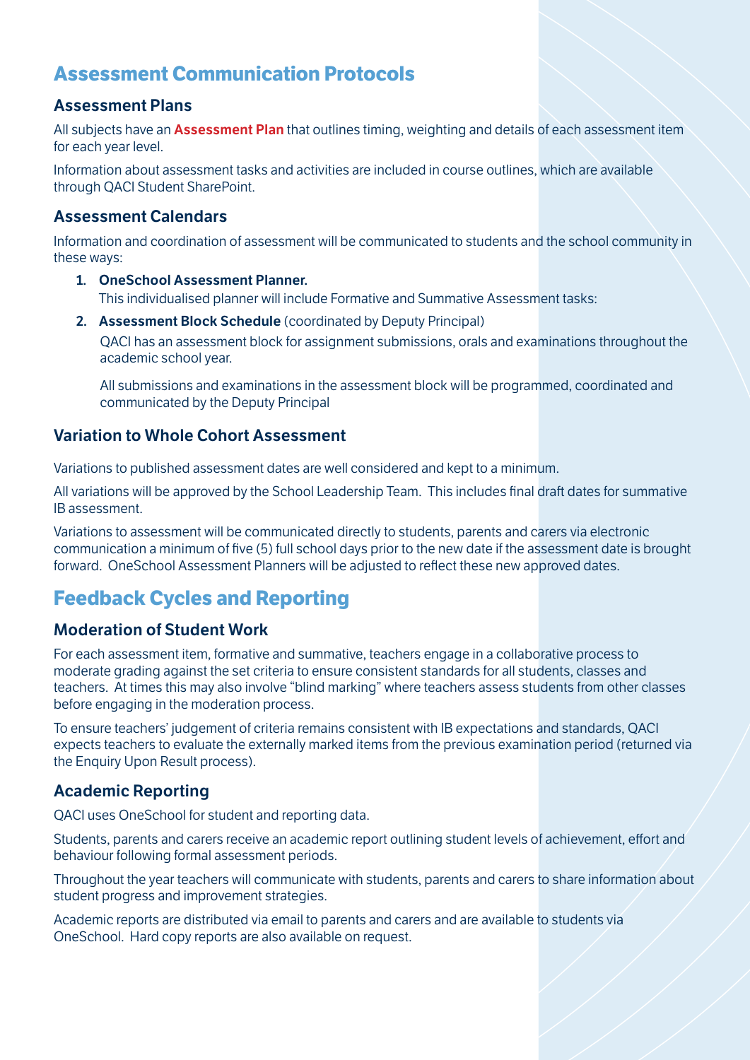# Assessment Communication Protocols

## Assessment Plans

All subjects have an **Assessment Plan** that outlines timing, weighting and details of each assessment item for each year level.

Information about assessment tasks and activities are included in course outlines, which are available through QACI Student SharePoint.

## Assessment Calendars

Information and coordination of assessment will be communicated to students and the school community in these ways:

1. **OneSchool Assessment Planner.**
   This individualised planner will include Formative and Summative Assessment tasks:
2. **Assessment Block Schedule** (coordinated by Deputy Principal)
   QACI has an assessment block for assignment submissions, orals and examinations throughout the academic school year.

   All submissions and examinations in the assessment block will be programmed, coordinated and communicated by the Deputy Principal

## Variation to Whole Cohort Assessment

Variations to published assessment dates are well considered and kept to a minimum.

All variations will be approved by the School Leadership Team. This includes final draft dates for summative IB assessment.

Variations to assessment will be communicated directly to students, parents and carers via electronic communication a minimum of five (5) full school days prior to the new date if the assessment date is brought forward. OneSchool Assessment Planners will be adjusted to reflect these new approved dates.

# Feedback Cycles and Reporting

## Moderation of Student Work

For each assessment item, formative and summative, teachers engage in a collaborative process to moderate grading against the set criteria to ensure consistent standards for all students, classes and teachers. At times this may also involve "blind marking" where teachers assess students from other classes before engaging in the moderation process.

To ensure teachers' judgement of criteria remains consistent with IB expectations and standards, QACI expects teachers to evaluate the externally marked items from the previous examination period (returned via the Enquiry Upon Result process).

## Academic Reporting

QACI uses OneSchool for student and reporting data.

Students, parents and carers receive an academic report outlining student levels of achievement, effort and behaviour following formal assessment periods.

Throughout the year teachers will communicate with students, parents and carers to share information about student progress and improvement strategies.

Academic reports are distributed via email to parents and carers and are available to students via OneSchool. Hard copy reports are also available on request.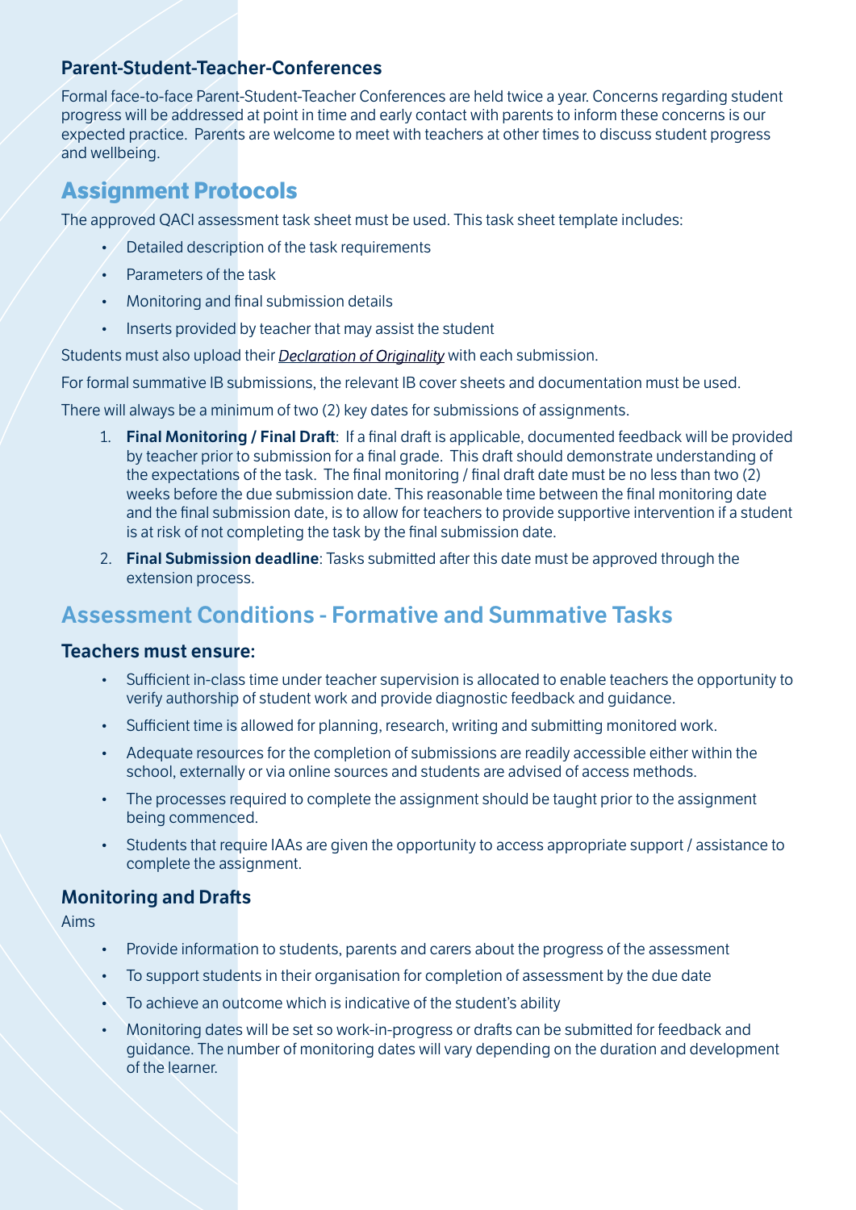### Parent-Student-Teacher-Conferences

Formal face-to-face Parent-Student-Teacher Conferences are held twice a year. Concerns regarding student progress will be addressed at point in time and early contact with parents to inform these concerns is our expected practice. Parents are welcome to meet with teachers at other times to discuss student progress and wellbeing.

## Assignment Protocols

The approved QACI assessment task sheet must be used. This task sheet template includes:

- Detailed description of the task requirements
- Parameters of the task
- Monitoring and final submission details
- Inserts provided by teacher that may assist the student

Students must also upload their *Declaration of Originality* with each submission.

For formal summative IB submissions, the relevant IB cover sheets and documentation must be used.

There will always be a minimum of two (2) key dates for submissions of assignments.

1. **Final Monitoring / Final Draft**: If a final draft is applicable, documented feedback will be provided by teacher prior to submission for a final grade. This draft should demonstrate understanding of the expectations of the task. The final monitoring / final draft date must be no less than two (2) weeks before the due submission date. This reasonable time between the final monitoring date and the final submission date, is to allow for teachers to provide supportive intervention if a student is at risk of not completing the task by the final submission date.
2. **Final Submission deadline**: Tasks submitted after this date must be approved through the extension process.

## Assessment Conditions - Formative and Summative Tasks

### Teachers must ensure:

- Sufficient in-class time under teacher supervision is allocated to enable teachers the opportunity to verify authorship of student work and provide diagnostic feedback and guidance.
- Sufficient time is allowed for planning, research, writing and submitting monitored work.
- Adequate resources for the completion of submissions are readily accessible either within the school, externally or via online sources and students are advised of access methods.
- The processes required to complete the assignment should be taught prior to the assignment being commenced.
- Students that require IAAs are given the opportunity to access appropriate support / assistance to complete the assignment.

### Monitoring and Drafts

Aims

- Provide information to students, parents and carers about the progress of the assessment
- To support students in their organisation for completion of assessment by the due date
- To achieve an outcome which is indicative of the student's ability
- Monitoring dates will be set so work-in-progress or drafts can be submitted for feedback and guidance. The number of monitoring dates will vary depending on the duration and development of the learner.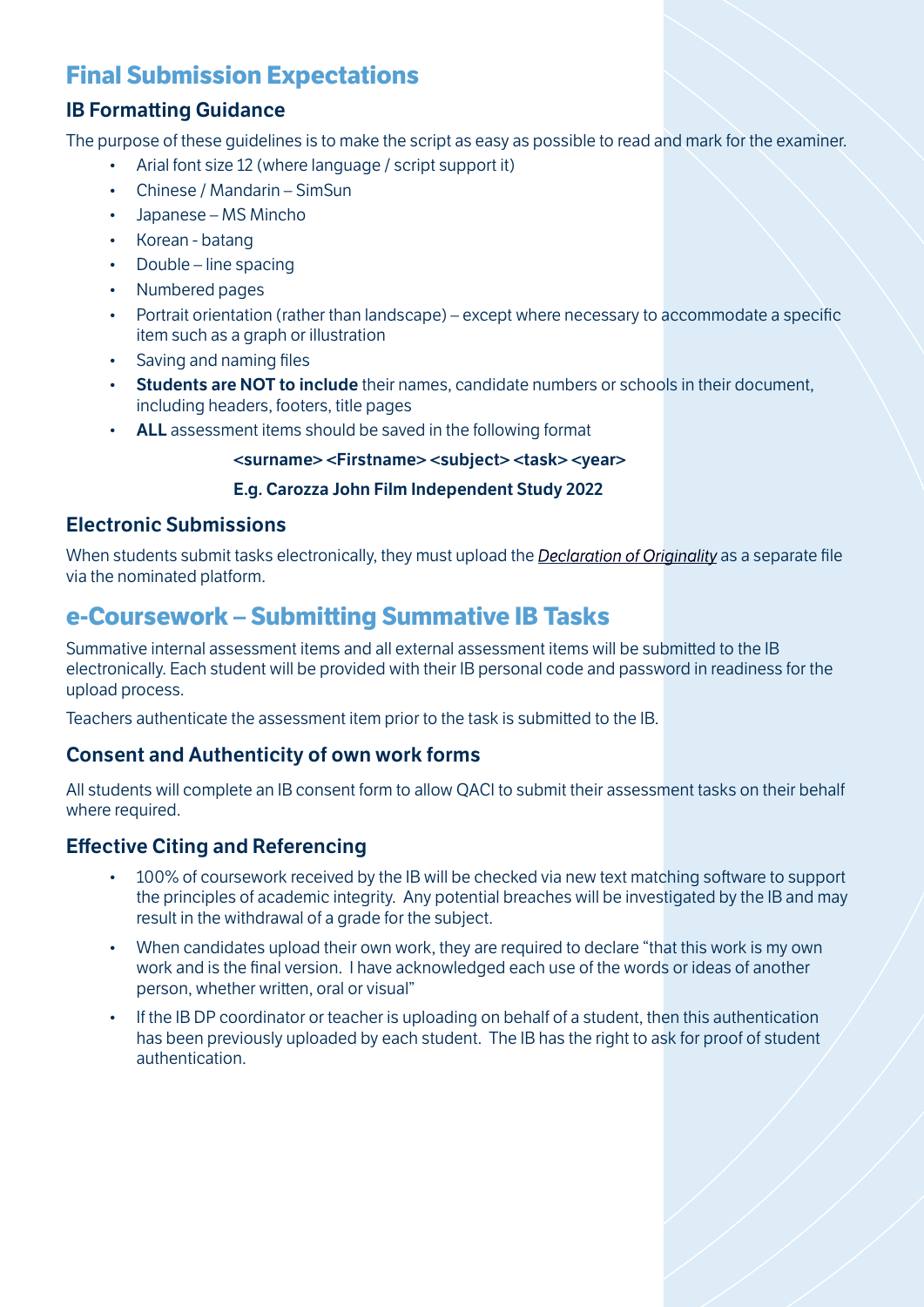# Final Submission Expectations

## IB Formatting Guidance

The purpose of these guidelines is to make the script as easy as possible to read and mark for the examiner.

- Arial font size 12 (where language / script support it)
- Chinese / Mandarin – SimSun
- Japanese – MS Mincho
- Korean - batang
- Double – line spacing
- Numbered pages
- Portrait orientation (rather than landscape) – except where necessary to accommodate a specific item such as a graph or illustration
- Saving and naming files
- **Students are NOT to include** their names, candidate numbers or schools in their document, including headers, footers, title pages
- **ALL** assessment items should be saved in the following format

**<surname> <Firstname> <subject> <task> <year>**

**E.g. Carozza John Film Independent Study 2022**

## Electronic Submissions

When students submit tasks electronically, they must upload the *Declaration of Originality* as a separate file via the nominated platform.

# e-Coursework – Submitting Summative IB Tasks

Summative internal assessment items and all external assessment items will be submitted to the IB electronically. Each student will be provided with their IB personal code and password in readiness for the upload process.

Teachers authenticate the assessment item prior to the task is submitted to the IB.

## Consent and Authenticity of own work forms

All students will complete an IB consent form to allow QACI to submit their assessment tasks on their behalf where required.

## Effective Citing and Referencing

- 100% of coursework received by the IB will be checked via new text matching software to support the principles of academic integrity. Any potential breaches will be investigated by the IB and may result in the withdrawal of a grade for the subject.
- When candidates upload their own work, they are required to declare "that this work is my own work and is the final version. I have acknowledged each use of the words or ideas of another person, whether written, oral or visual"
- If the IB DP coordinator or teacher is uploading on behalf of a student, then this authentication has been previously uploaded by each student. The IB has the right to ask for proof of student authentication.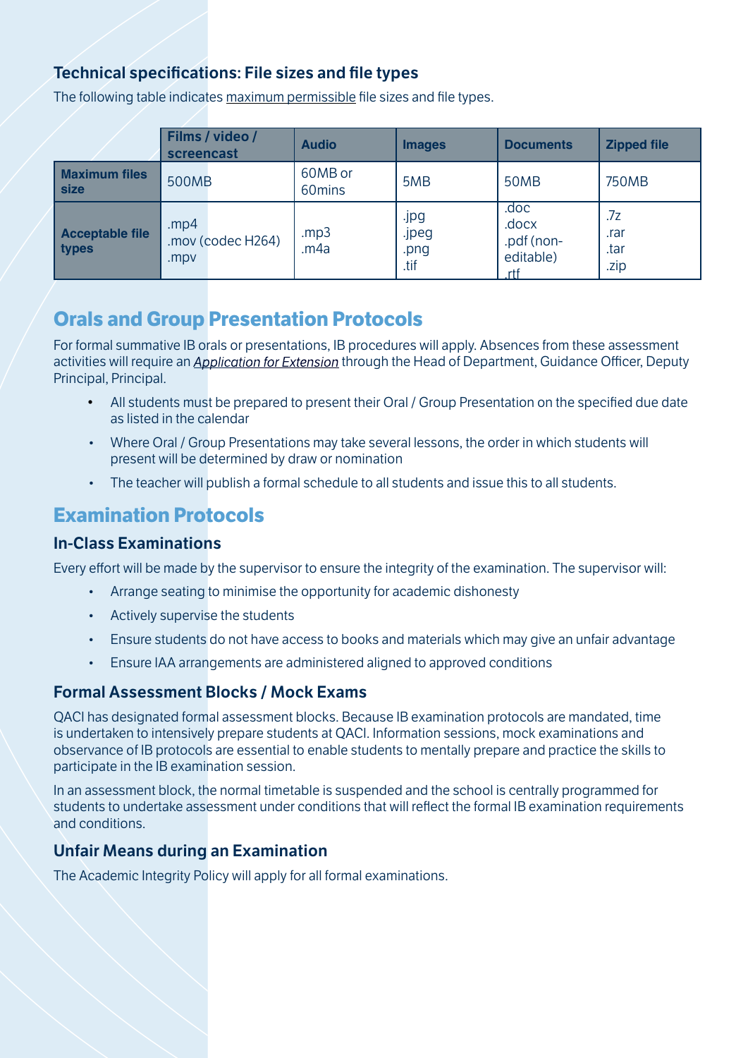### Technical specifications: File sizes and file types

The following table indicates maximum permissible file sizes and file types.

| | Films / video / screencast | Audio | Images | Documents | Zipped file |
|---|---|---|---|---|---|
| **Maximum files size** | 500MB | 60MB or 60mins | 5MB | 50MB | 750MB |
| **Acceptable file types** | .mp4<br>.mov (codec H264)<br>.mpv | .mp3<br>.m4a | .jpg<br>.jpeg<br>.png<br>.tif | .doc<br>.docx<br>.pdf (non-editable)<br>.rtf | .7z<br>.rar<br>.tar<br>.zip |

## Orals and Group Presentation Protocols

For formal summative IB orals or presentations, IB procedures will apply. Absences from these assessment activities will require an *Application for Extension* through the Head of Department, Guidance Officer, Deputy Principal, Principal.

- All students must be prepared to present their Oral / Group Presentation on the specified due date as listed in the calendar
- Where Oral / Group Presentations may take several lessons, the order in which students will present will be determined by draw or nomination
- The teacher will publish a formal schedule to all students and issue this to all students.

## Examination Protocols

### In-Class Examinations

Every effort will be made by the supervisor to ensure the integrity of the examination. The supervisor will:

- Arrange seating to minimise the opportunity for academic dishonesty
- Actively supervise the students
- Ensure students do not have access to books and materials which may give an unfair advantage
- Ensure IAA arrangements are administered aligned to approved conditions

### Formal Assessment Blocks / Mock Exams

QACI has designated formal assessment blocks. Because IB examination protocols are mandated, time is undertaken to intensively prepare students at QACI. Information sessions, mock examinations and observance of IB protocols are essential to enable students to mentally prepare and practice the skills to participate in the IB examination session.

In an assessment block, the normal timetable is suspended and the school is centrally programmed for students to undertake assessment under conditions that will reflect the formal IB examination requirements and conditions.

### Unfair Means during an Examination

The Academic Integrity Policy will apply for all formal examinations.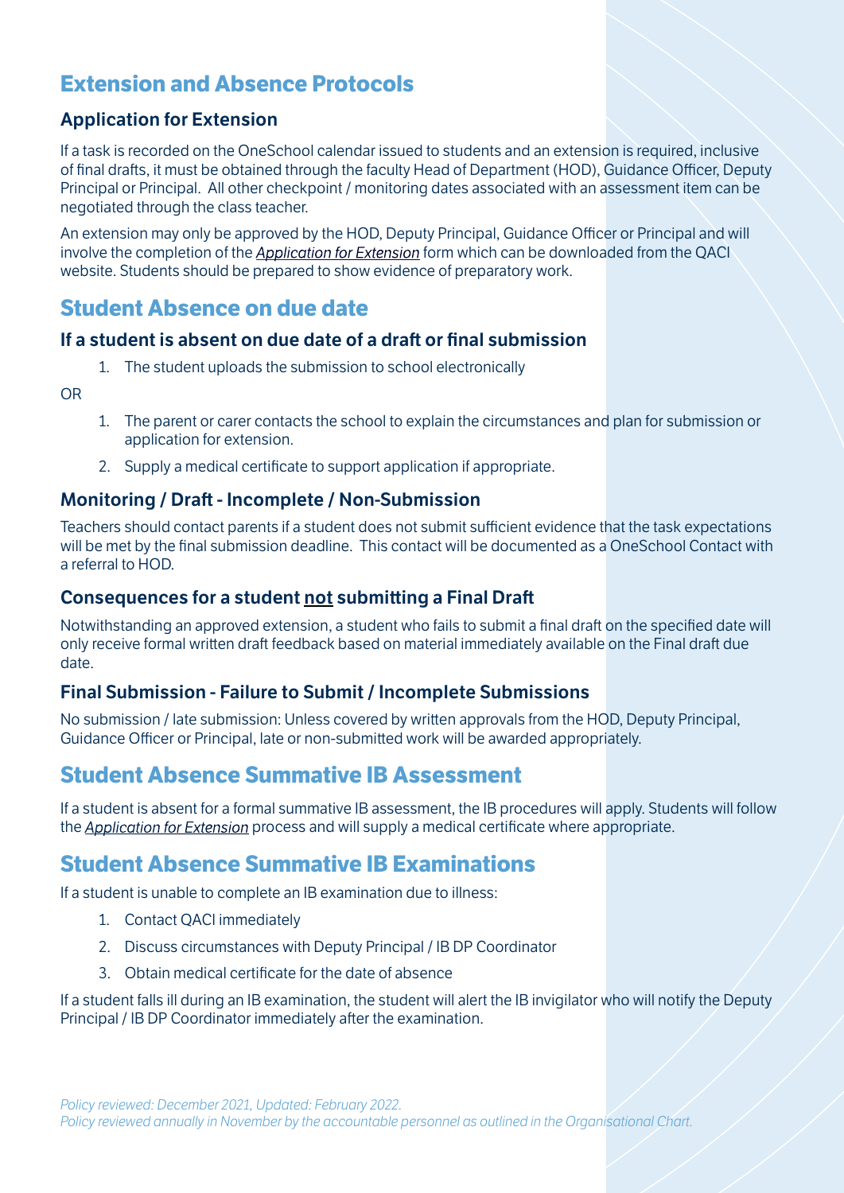# Extension and Absence Protocols

### Application for Extension

If a task is recorded on the OneSchool calendar issued to students and an extension is required, inclusive of final drafts, it must be obtained through the faculty Head of Department (HOD), Guidance Officer, Deputy Principal or Principal. All other checkpoint / monitoring dates associated with an assessment item can be negotiated through the class teacher.

An extension may only be approved by the HOD, Deputy Principal, Guidance Officer or Principal and will involve the completion of the *Application for Extension* form which can be downloaded from the QACI website. Students should be prepared to show evidence of preparatory work.

## Student Absence on due date

### If a student is absent on due date of a draft or final submission

1. The student uploads the submission to school electronically

OR

1. The parent or carer contacts the school to explain the circumstances and plan for submission or application for extension.
2. Supply a medical certificate to support application if appropriate.

### Monitoring / Draft - Incomplete / Non-Submission

Teachers should contact parents if a student does not submit sufficient evidence that the task expectations will be met by the final submission deadline. This contact will be documented as a OneSchool Contact with a referral to HOD.

### Consequences for a student not submitting a Final Draft

Notwithstanding an approved extension, a student who fails to submit a final draft on the specified date will only receive formal written draft feedback based on material immediately available on the Final draft due date.

### Final Submission - Failure to Submit / Incomplete Submissions

No submission / late submission: Unless covered by written approvals from the HOD, Deputy Principal, Guidance Officer or Principal, late or non-submitted work will be awarded appropriately.

## Student Absence Summative IB Assessment

If a student is absent for a formal summative IB assessment, the IB procedures will apply. Students will follow the *Application for Extension* process and will supply a medical certificate where appropriate.

## Student Absence Summative IB Examinations

If a student is unable to complete an IB examination due to illness:

1. Contact QACI immediately
2. Discuss circumstances with Deputy Principal / IB DP Coordinator
3. Obtain medical certificate for the date of absence

If a student falls ill during an IB examination, the student will alert the IB invigilator who will notify the Deputy Principal / IB DP Coordinator immediately after the examination.

*Policy reviewed: December 2021, Updated: February 2022.*
*Policy reviewed annually in November by the accountable personnel as outlined in the Organisational Chart.*